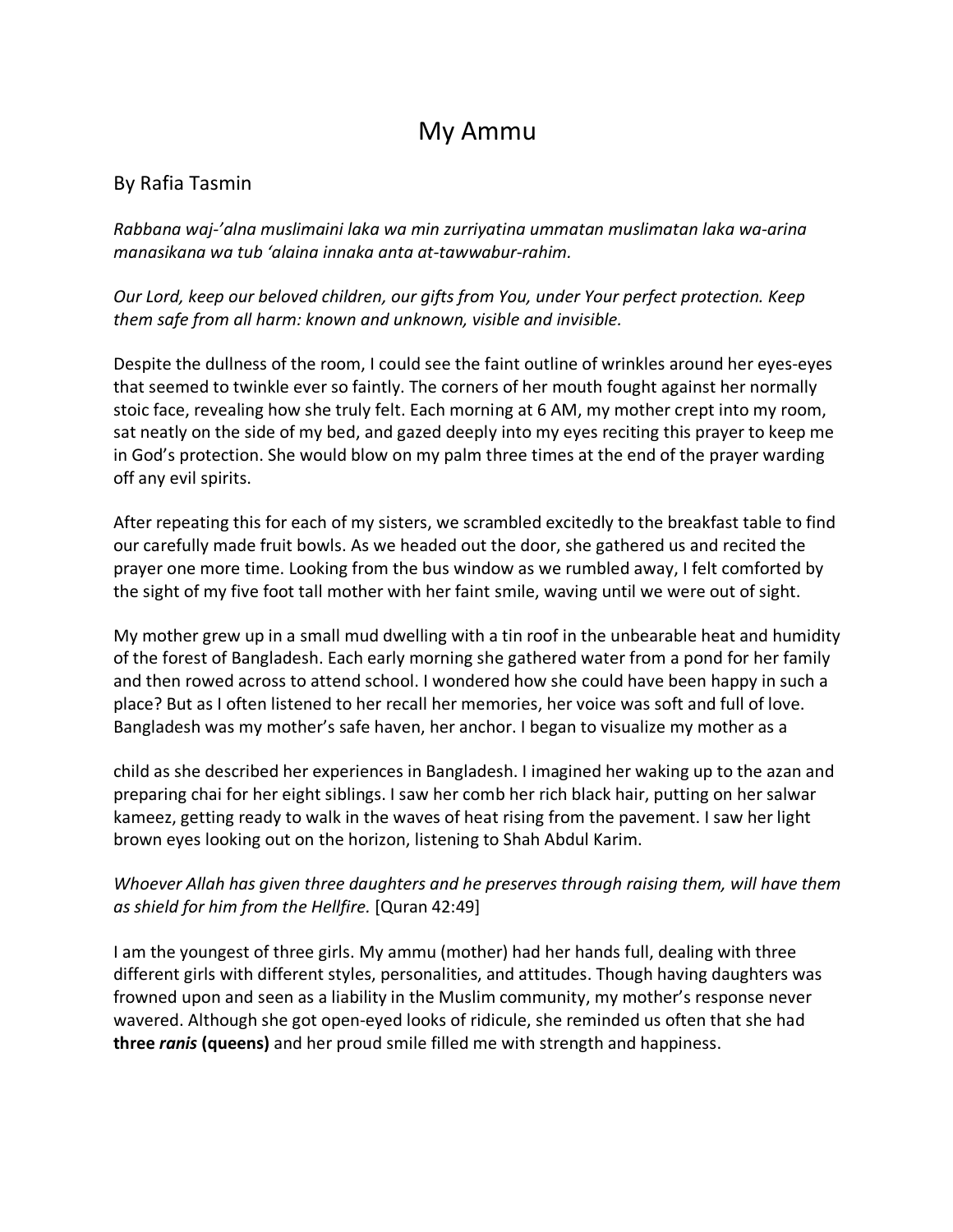# My Ammu

By Rafia Tasmin

*Rabbana waj-'alna muslimaini laka wa min zurriyatina ummatan muslimatan laka wa-arina manasikana wa tub 'alaina innaka anta at-tawwabur-rahim.*

*Our Lord, keep our beloved children, our gifts from You, under Your perfect protection. Keep them safe from all harm: known and unknown, visible and invisible.*

Despite the dullness of the room, I could see the faint outline of wrinkles around her eyes-eyes that seemed to twinkle ever so faintly. The corners of her mouth fought against her normally stoic face, revealing how she truly felt. Each morning at 6 AM, my mother crept into my room, sat neatly on the side of my bed, and gazed deeply into my eyes reciting this prayer to keep me in God's protection. She would blow on my palm three times at the end of the prayer warding off any evil spirits.

After repeating this for each of my sisters, we scrambled excitedly to the breakfast table to find our carefully made fruit bowls. As we headed out the door, she gathered us and recited the prayer one more time. Looking from the bus window as we rumbled away, I felt comforted by the sight of my five foot tall mother with her faint smile, waving until we were out of sight.

My mother grew up in a small mud dwelling with a tin roof in the unbearable heat and humidity of the forest of Bangladesh. Each early morning she gathered water from a pond for her family and then rowed across to attend school. I wondered how she could have been happy in such a place? But as I often listened to her recall her memories, her voice was soft and full of love. Bangladesh was my mother's safe haven, her anchor. I began to visualize my mother as a child as she described her experiences in Bangladesh. I imagined her waking up to the azan and preparing chai for her eight siblings. I saw her comb her rich black hair, putting on her salwar kameez, getting ready to walk in the waves of heat rising from the pavement. I saw her light brown eyes looking out on the horizon, listening to Shah Abdul Karim.

*Whoever Allah has given three daughters and he preserves through raising them, will have them as shield for him from the Hellfire.* [Quran 42:49]

I am the youngest of three girls. My ammu (mother) had her hands full, dealing with three different girls with different styles, personalities, and attitudes. Though having daughters was frowned upon and seen as a liability in the Muslim community, my mother's response never wavered. Although she got open-eyed looks of ridicule, she reminded us often that she had **three *ranis* (queens)** and her proud smile filled me with strength and happiness.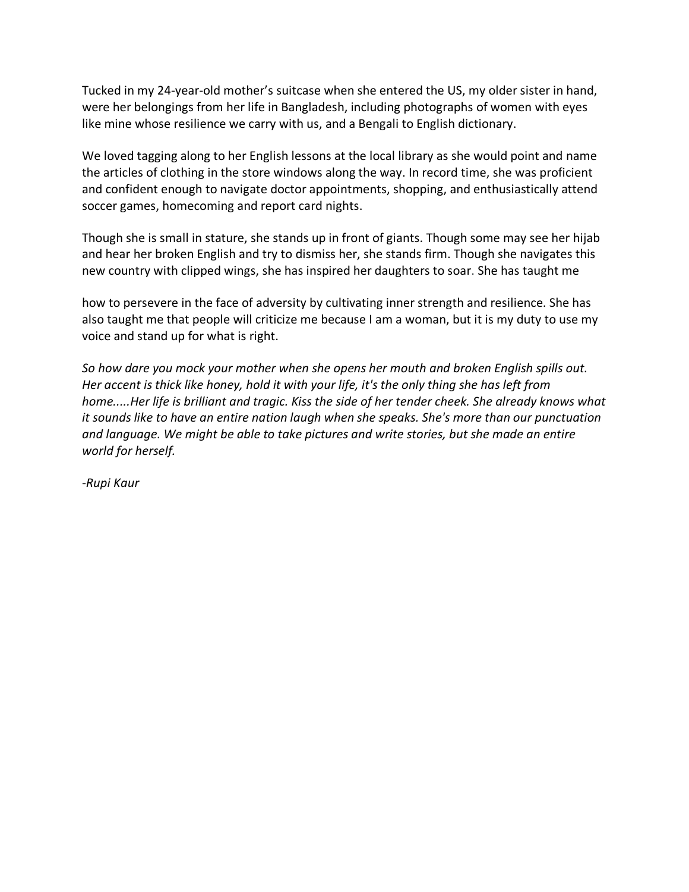Tucked in my 24-year-old mother's suitcase when she entered the US, my older sister in hand, were her belongings from her life in Bangladesh, including photographs of women with eyes like mine whose resilience we carry with us, and a Bengali to English dictionary.

We loved tagging along to her English lessons at the local library as she would point and name the articles of clothing in the store windows along the way. In record time, she was proficient and confident enough to navigate doctor appointments, shopping, and enthusiastically attend soccer games, homecoming and report card nights.

Though she is small in stature, she stands up in front of giants. Though some may see her hijab and hear her broken English and try to dismiss her, she stands firm. Though she navigates this new country with clipped wings, she has inspired her daughters to soar. She has taught me

how to persevere in the face of adversity by cultivating inner strength and resilience. She has also taught me that people will criticize me because I am a woman, but it is my duty to use my voice and stand up for what is right.

*So how dare you mock your mother when she opens her mouth and broken English spills out. Her accent is thick like honey, hold it with your life, it's the only thing she has left from home.....Her life is brilliant and tragic. Kiss the side of her tender cheek. She already knows what it sounds like to have an entire nation laugh when she speaks. She's more than our punctuation and language. We might be able to take pictures and write stories, but she made an entire world for herself.*

*-Rupi Kaur*